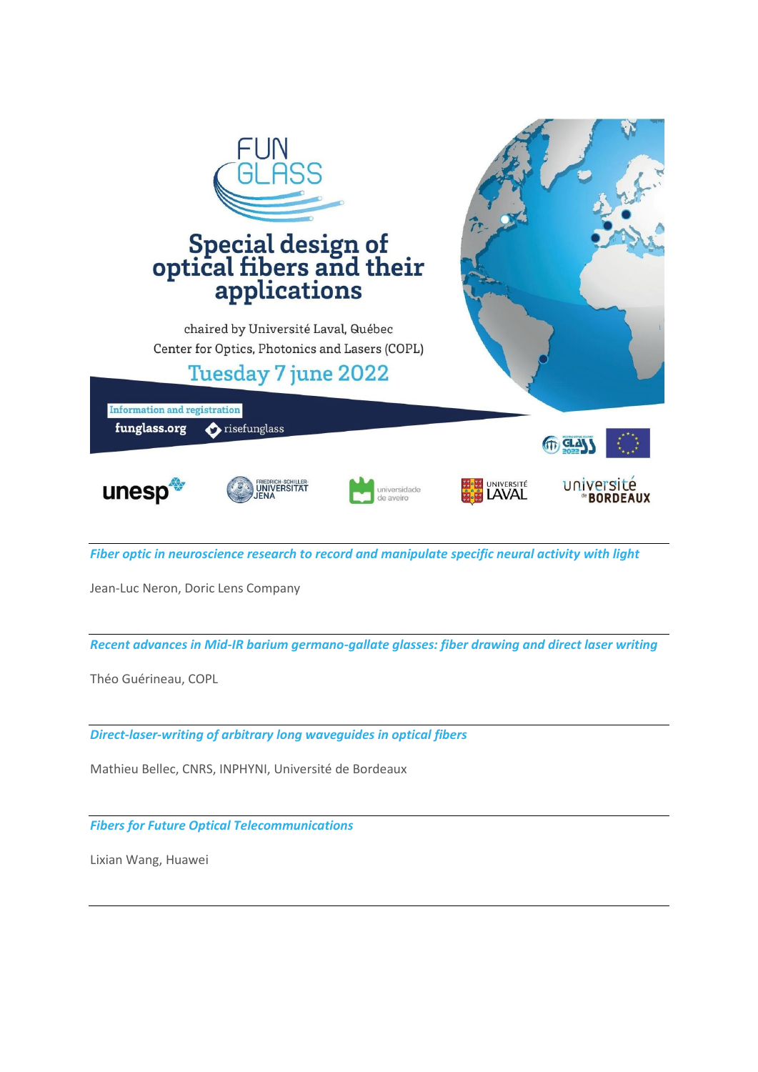FUN GLASS

# Special design of optical fibers and their applications

chaired by Université Laval, Québec
Center for Optics, Photonics and Lasers (COPL)

Tuesday 7 june 2022

Information and registration

funglass.org risefunglass

unesp · Friedrich-Schiller-Universität Jena · universidade de aveiro · Université Laval · université de Bordeaux

---

*Fiber optic in neuroscience research to record and manipulate specific neural activity with light*

Jean-Luc Neron, Doric Lens Company

---

*Recent advances in Mid-IR barium germano-gallate glasses: fiber drawing and direct laser writing*

Théo Guérineau, COPL

---

*Direct-laser-writing of arbitrary long waveguides in optical fibers*

Mathieu Bellec, CNRS, INPHYNI, Université de Bordeaux

---

*Fibers for Future Optical Telecommunications*

Lixian Wang, Huawei

---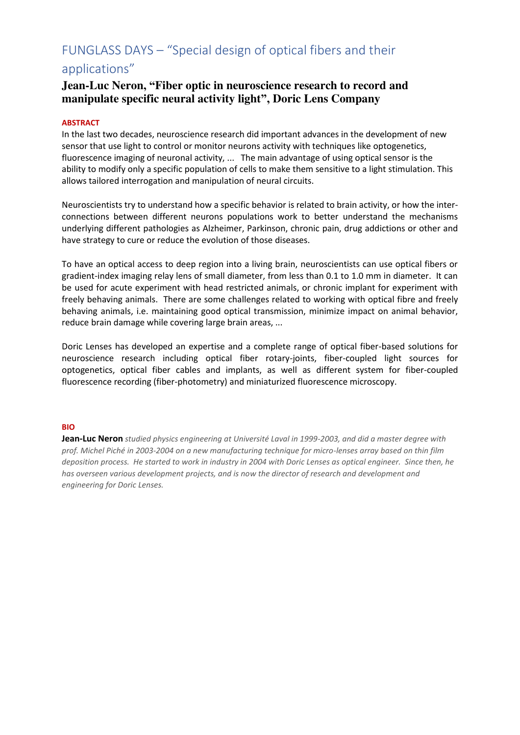# FUNGLASS DAYS – "Special design of optical fibers and their applications"

## Jean-Luc Neron, "Fiber optic in neuroscience research to record and manipulate specific neural activity light", Doric Lens Company

**ABSTRACT**

In the last two decades, neuroscience research did important advances in the development of new sensor that use light to control or monitor neurons activity with techniques like optogenetics, fluorescence imaging of neuronal activity, ... The main advantage of using optical sensor is the ability to modify only a specific population of cells to make them sensitive to a light stimulation. This allows tailored interrogation and manipulation of neural circuits.

Neuroscientists try to understand how a specific behavior is related to brain activity, or how the inter-connections between different neurons populations work to better understand the mechanisms underlying different pathologies as Alzheimer, Parkinson, chronic pain, drug addictions or other and have strategy to cure or reduce the evolution of those diseases.

To have an optical access to deep region into a living brain, neuroscientists can use optical fibers or gradient-index imaging relay lens of small diameter, from less than 0.1 to 1.0 mm in diameter. It can be used for acute experiment with head restricted animals, or chronic implant for experiment with freely behaving animals. There are some challenges related to working with optical fibre and freely behaving animals, i.e. maintaining good optical transmission, minimize impact on animal behavior, reduce brain damage while covering large brain areas, ...

Doric Lenses has developed an expertise and a complete range of optical fiber-based solutions for neuroscience research including optical fiber rotary-joints, fiber-coupled light sources for optogenetics, optical fiber cables and implants, as well as different system for fiber-coupled fluorescence recording (fiber-photometry) and miniaturized fluorescence microscopy.

**BIO**

**Jean-Luc Neron** *studied physics engineering at Université Laval in 1999-2003, and did a master degree with prof. Michel Piché in 2003-2004 on a new manufacturing technique for micro-lenses array based on thin film deposition process. He started to work in industry in 2004 with Doric Lenses as optical engineer. Since then, he has overseen various development projects, and is now the director of research and development and engineering for Doric Lenses.*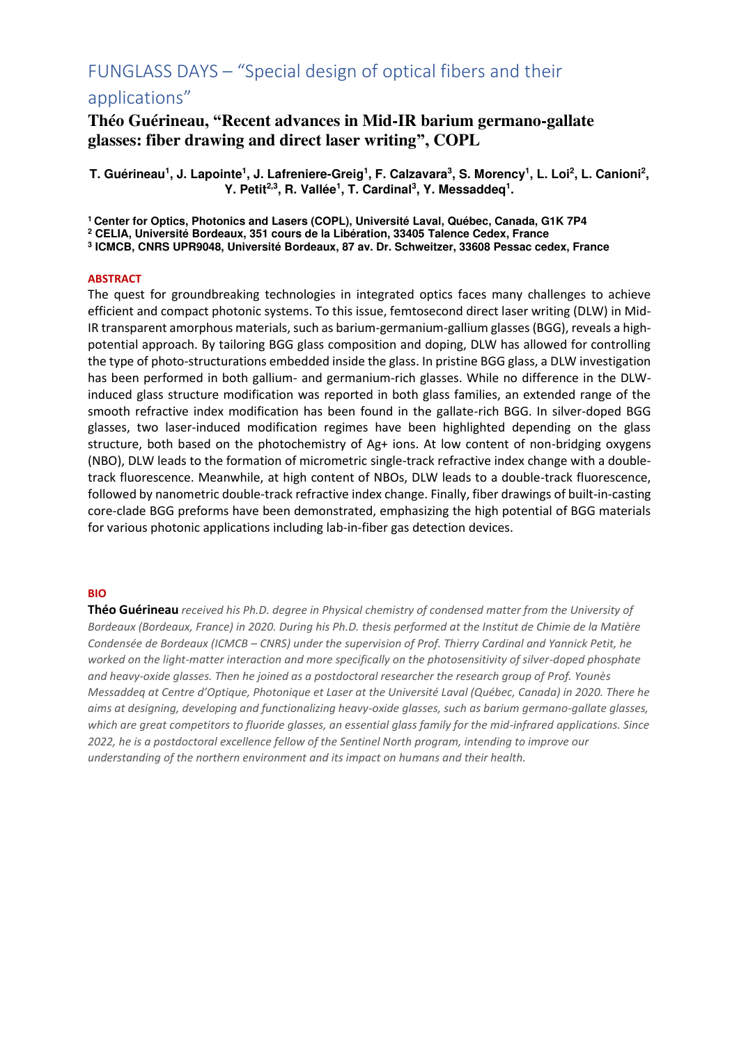# FUNGLASS DAYS – "Special design of optical fibers and their applications"

## Théo Guérineau, "Recent advances in Mid-IR barium germano-gallate glasses: fiber drawing and direct laser writing", COPL

**T. Guérineau[1], J. Lapointe[1], J. Lafreniere-Greig[1], F. Calzavara[3], S. Morency[1], L. Loi[2], L. Canioni[2], Y. Petit[2,3], R. Vallée[1], T. Cardinal[3], Y. Messaddeq[1].**

**[1] Center for Optics, Photonics and Lasers (COPL), Université Laval, Québec, Canada, G1K 7P4**
**[2] CELIA, Université Bordeaux, 351 cours de la Libération, 33405 Talence Cedex, France**
**[3] ICMCB, CNRS UPR9048, Université Bordeaux, 87 av. Dr. Schweitzer, 33608 Pessac cedex, France**

**ABSTRACT**

The quest for groundbreaking technologies in integrated optics faces many challenges to achieve efficient and compact photonic systems. To this issue, femtosecond direct laser writing (DLW) in Mid-IR transparent amorphous materials, such as barium-germanium-gallium glasses (BGG), reveals a high-potential approach. By tailoring BGG glass composition and doping, DLW has allowed for controlling the type of photo-structurations embedded inside the glass. In pristine BGG glass, a DLW investigation has been performed in both gallium- and germanium-rich glasses. While no difference in the DLW-induced glass structure modification was reported in both glass families, an extended range of the smooth refractive index modification has been found in the gallate-rich BGG. In silver-doped BGG glasses, two laser-induced modification regimes have been highlighted depending on the glass structure, both based on the photochemistry of $Ag^+$ ions. At low content of non-bridging oxygens (NBO), DLW leads to the formation of micrometric single-track refractive index change with a double-track fluorescence. Meanwhile, at high content of NBOs, DLW leads to a double-track fluorescence, followed by nanometric double-track refractive index change. Finally, fiber drawings of built-in-casting core-clade BGG preforms have been demonstrated, emphasizing the high potential of BGG materials for various photonic applications including lab-in-fiber gas detection devices.

**BIO**

**Théo Guérineau** *received his Ph.D. degree in Physical chemistry of condensed matter from the University of Bordeaux (Bordeaux, France) in 2020. During his Ph.D. thesis performed at the Institut de Chimie de la Matière Condensée de Bordeaux (ICMCB – CNRS) under the supervision of Prof. Thierry Cardinal and Yannick Petit, he worked on the light-matter interaction and more specifically on the photosensitivity of silver-doped phosphate and heavy-oxide glasses. Then he joined as a postdoctoral researcher the research group of Prof. Younès Messaddeq at Centre d'Optique, Photonique et Laser at the Université Laval (Québec, Canada) in 2020. There he aims at designing, developing and functionalizing heavy-oxide glasses, such as barium germano-gallate glasses, which are great competitors to fluoride glasses, an essential glass family for the mid-infrared applications. Since 2022, he is a postdoctoral excellence fellow of the Sentinel North program, intending to improve our understanding of the northern environment and its impact on humans and their health.*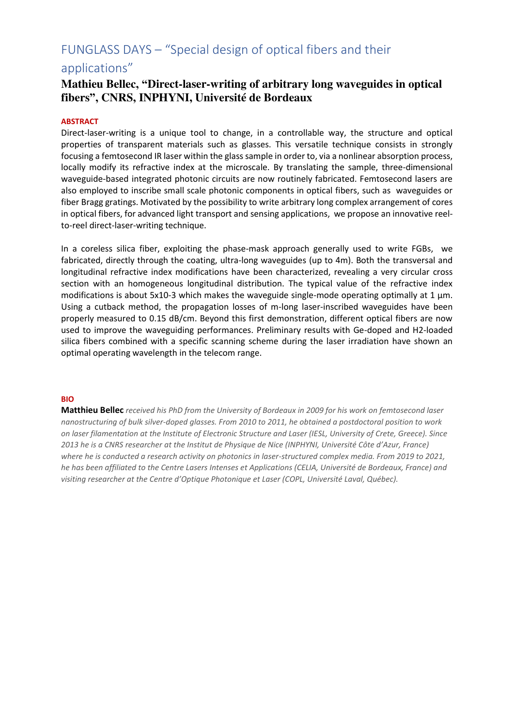# FUNGLASS DAYS – "Special design of optical fibers and their applications"

## Mathieu Bellec, "Direct-laser-writing of arbitrary long waveguides in optical fibers", CNRS, INPHYNI, Université de Bordeaux

**ABSTRACT**

Direct-laser-writing is a unique tool to change, in a controllable way, the structure and optical properties of transparent materials such as glasses. This versatile technique consists in strongly focusing a femtosecond IR laser within the glass sample in order to, via a nonlinear absorption process, locally modify its refractive index at the microscale. By translating the sample, three-dimensional waveguide-based integrated photonic circuits are now routinely fabricated. Femtosecond lasers are also employed to inscribe small scale photonic components in optical fibers, such as waveguides or fiber Bragg gratings. Motivated by the possibility to write arbitrary long complex arrangement of cores in optical fibers, for advanced light transport and sensing applications, we propose an innovative reel-to-reel direct-laser-writing technique.

In a coreless silica fiber, exploiting the phase-mask approach generally used to write FGBs, we fabricated, directly through the coating, ultra-long waveguides (up to 4m). Both the transversal and longitudinal refractive index modifications have been characterized, revealing a very circular cross section with an homogeneous longitudinal distribution. The typical value of the refractive index modifications is about 5x10-3 which makes the waveguide single-mode operating optimally at 1 µm. Using a cutback method, the propagation losses of m-long laser-inscribed waveguides have been properly measured to 0.15 dB/cm. Beyond this first demonstration, different optical fibers are now used to improve the waveguiding performances. Preliminary results with Ge-doped and $H_2$-loaded silica fibers combined with a specific scanning scheme during the laser irradiation have shown an optimal operating wavelength in the telecom range.

**BIO**

**Matthieu Bellec** *received his PhD from the University of Bordeaux in 2009 for his work on femtosecond laser nanostructuring of bulk silver-doped glasses. From 2010 to 2011, he obtained a postdoctoral position to work on laser filamentation at the Institute of Electronic Structure and Laser (IESL, University of Crete, Greece). Since 2013 he is a CNRS researcher at the Institut de Physique de Nice (INPHYNI, Université Côte d'Azur, France) where he is conducted a research activity on photonics in laser-structured complex media. From 2019 to 2021, he has been affiliated to the Centre Lasers Intenses et Applications (CELIA, Université de Bordeaux, France) and visiting researcher at the Centre d'Optique Photonique et Laser (COPL, Université Laval, Québec).*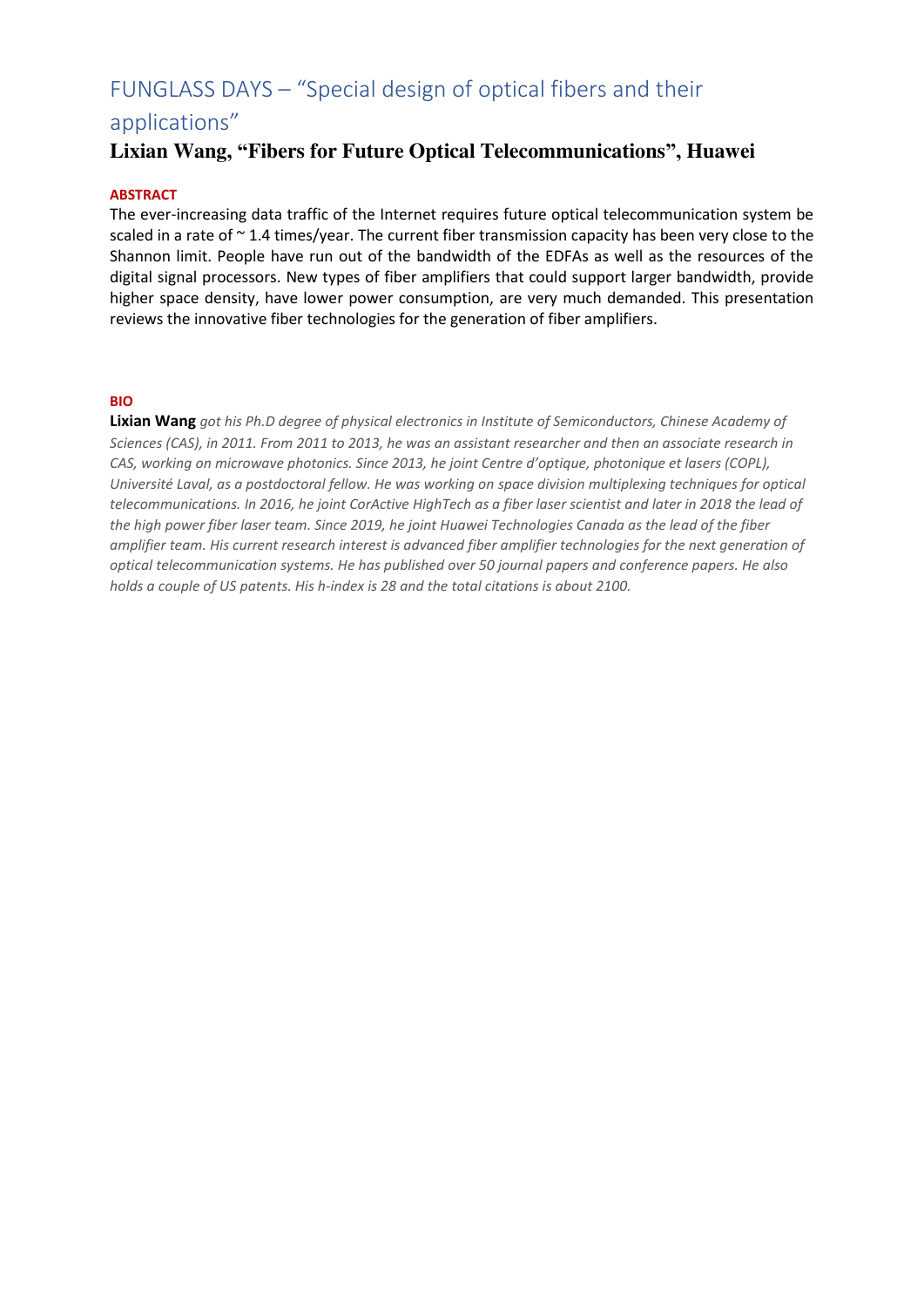# FUNGLASS DAYS – "Special design of optical fibers and their applications"

## Lixian Wang, "Fibers for Future Optical Telecommunications", Huawei

**ABSTRACT**

The ever-increasing data traffic of the Internet requires future optical telecommunication system be scaled in a rate of ~ 1.4 times/year. The current fiber transmission capacity has been very close to the Shannon limit. People have run out of the bandwidth of the EDFAs as well as the resources of the digital signal processors. New types of fiber amplifiers that could support larger bandwidth, provide higher space density, have lower power consumption, are very much demanded. This presentation reviews the innovative fiber technologies for the generation of fiber amplifiers.

**BIO**

**Lixian Wang** *got his Ph.D degree of physical electronics in Institute of Semiconductors, Chinese Academy of Sciences (CAS), in 2011. From 2011 to 2013, he was an assistant researcher and then an associate research in CAS, working on microwave photonics. Since 2013, he joint Centre d'optique, photonique et lasers (COPL), Université Laval, as a postdoctoral fellow. He was working on space division multiplexing techniques for optical telecommunications. In 2016, he joint CorActive HighTech as a fiber laser scientist and later in 2018 the lead of the high power fiber laser team. Since 2019, he joint Huawei Technologies Canada as the lead of the fiber amplifier team. His current research interest is advanced fiber amplifier technologies for the next generation of optical telecommunication systems. He has published over 50 journal papers and conference papers. He also holds a couple of US patents. His h-index is 28 and the total citations is about 2100.*